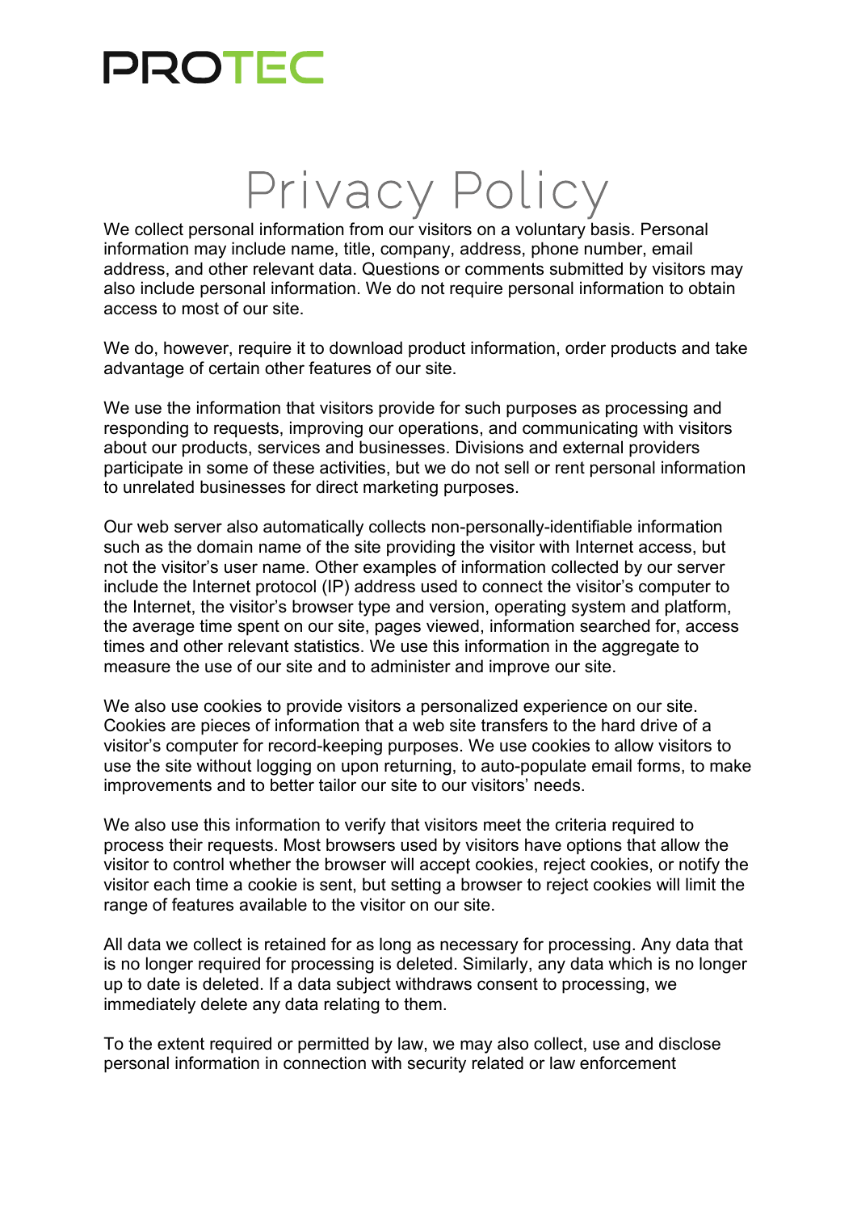PROTEC

# Privacy Policy

We collect personal information from our visitors on a voluntary basis. Personal information may include name, title, company, address, phone number, email address, and other relevant data. Questions or comments submitted by visitors may also include personal information. We do not require personal information to obtain access to most of our site.

We do, however, require it to download product information, order products and take advantage of certain other features of our site.

We use the information that visitors provide for such purposes as processing and responding to requests, improving our operations, and communicating with visitors about our products, services and businesses. Divisions and external providers participate in some of these activities, but we do not sell or rent personal information to unrelated businesses for direct marketing purposes.

Our web server also automatically collects non-personally-identifiable information such as the domain name of the site providing the visitor with Internet access, but not the visitor's user name. Other examples of information collected by our server include the Internet protocol (IP) address used to connect the visitor's computer to the Internet, the visitor's browser type and version, operating system and platform, the average time spent on our site, pages viewed, information searched for, access times and other relevant statistics. We use this information in the aggregate to measure the use of our site and to administer and improve our site.

We also use cookies to provide visitors a personalized experience on our site. Cookies are pieces of information that a web site transfers to the hard drive of a visitor's computer for record-keeping purposes. We use cookies to allow visitors to use the site without logging on upon returning, to auto-populate email forms, to make improvements and to better tailor our site to our visitors' needs.

We also use this information to verify that visitors meet the criteria required to process their requests. Most browsers used by visitors have options that allow the visitor to control whether the browser will accept cookies, reject cookies, or notify the visitor each time a cookie is sent, but setting a browser to reject cookies will limit the range of features available to the visitor on our site.

All data we collect is retained for as long as necessary for processing. Any data that is no longer required for processing is deleted. Similarly, any data which is no longer up to date is deleted. If a data subject withdraws consent to processing, we immediately delete any data relating to them.

To the extent required or permitted by law, we may also collect, use and disclose personal information in connection with security related or law enforcement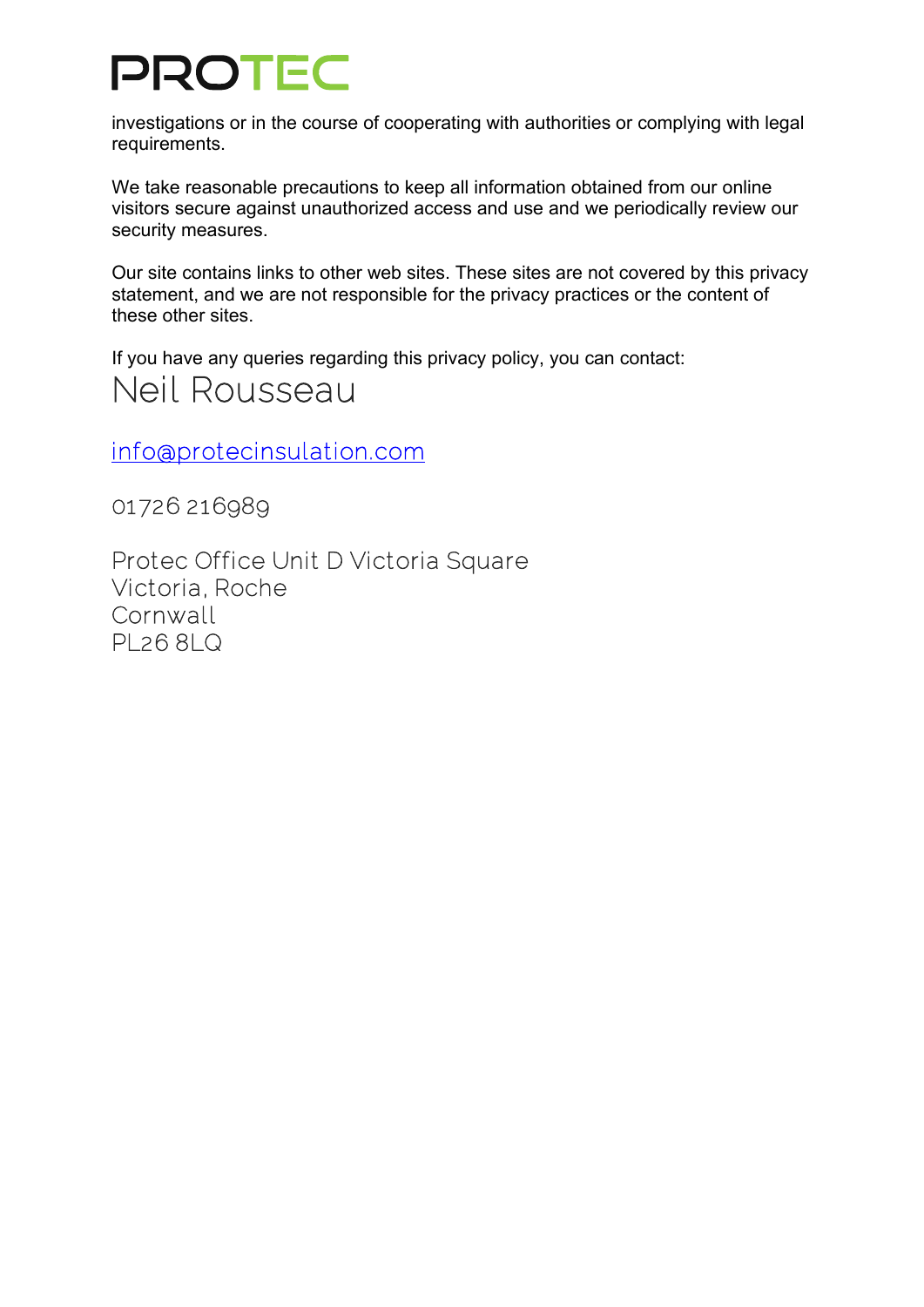investigations or in the course of cooperating with authorities or complying with legal requirements.

We take reasonable precautions to keep all information obtained from our online visitors secure against unauthorized access and use and we periodically review our security measures.

Our site contains links to other web sites. These sites are not covered by this privacy statement, and we are not responsible for the privacy practices or the content of these other sites.

If you have any queries regarding this privacy policy, you can contact:

Neil Rousseau

info@protecinsulation.com

01726 216989

Protec Office Unit D Victoria Square
Victoria, Roche
Cornwall
PL26 8LQ